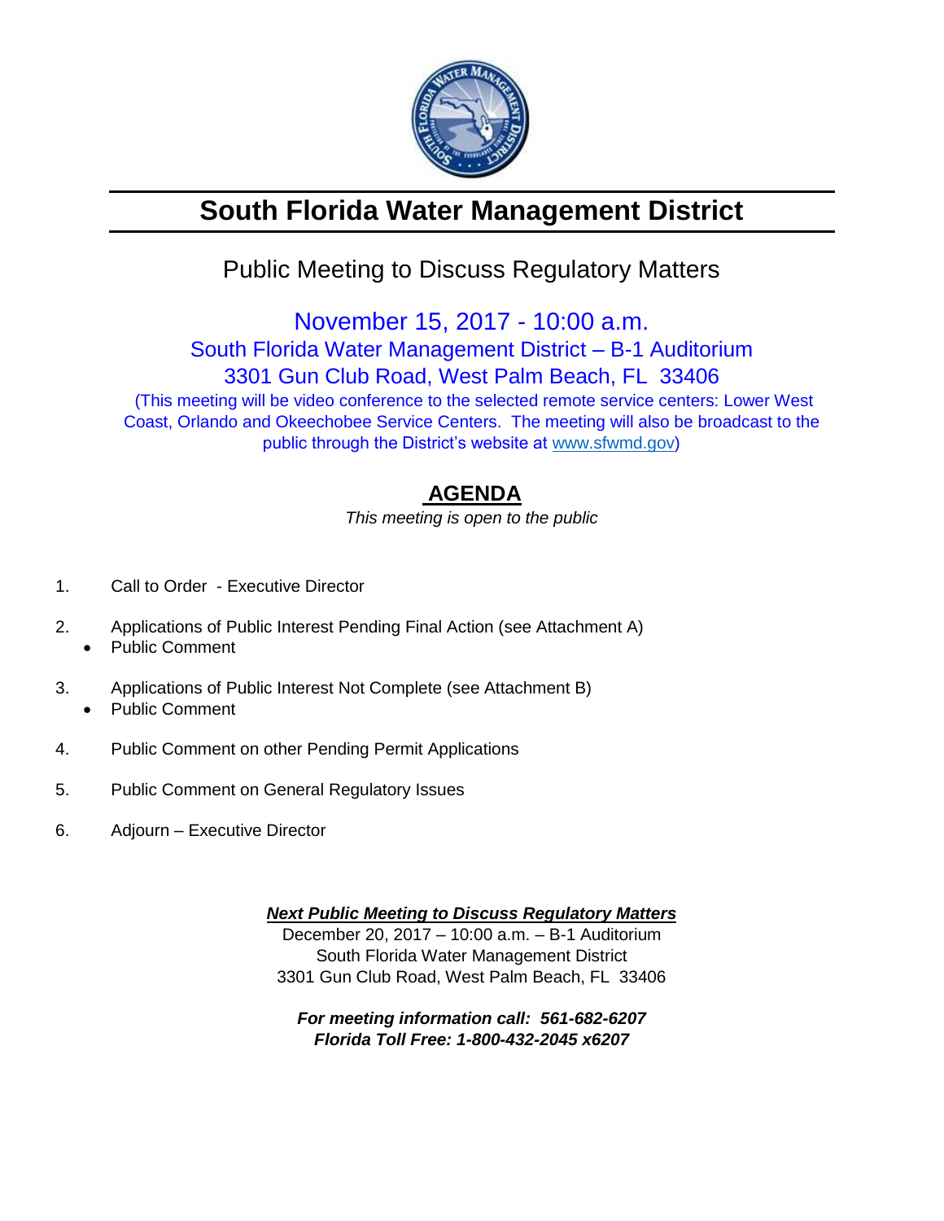# South Florida Water Management District

## Public Meeting to Discuss Regulatory Matters

November 15, 2017 - 10:00 a.m.
South Florida Water Management District – B-1 Auditorium
3301 Gun Club Road, West Palm Beach, FL 33406

(This meeting will be video conference to the selected remote service centers: Lower West Coast, Orlando and Okeechobee Service Centers. The meeting will also be broadcast to the public through the District's website at www.sfwmd.gov)

## AGENDA

*This meeting is open to the public*

1. Call to Order - Executive Director
2. Applications of Public Interest Pending Final Action (see Attachment A)
   - Public Comment
3. Applications of Public Interest Not Complete (see Attachment B)
   - Public Comment
4. Public Comment on other Pending Permit Applications
5. Public Comment on General Regulatory Issues
6. Adjourn – Executive Director

***Next Public Meeting to Discuss Regulatory Matters***
December 20, 2017 – 10:00 a.m. – B-1 Auditorium
South Florida Water Management District
3301 Gun Club Road, West Palm Beach, FL 33406

***For meeting information call: 561-682-6207***
***Florida Toll Free: 1-800-432-2045 x6207***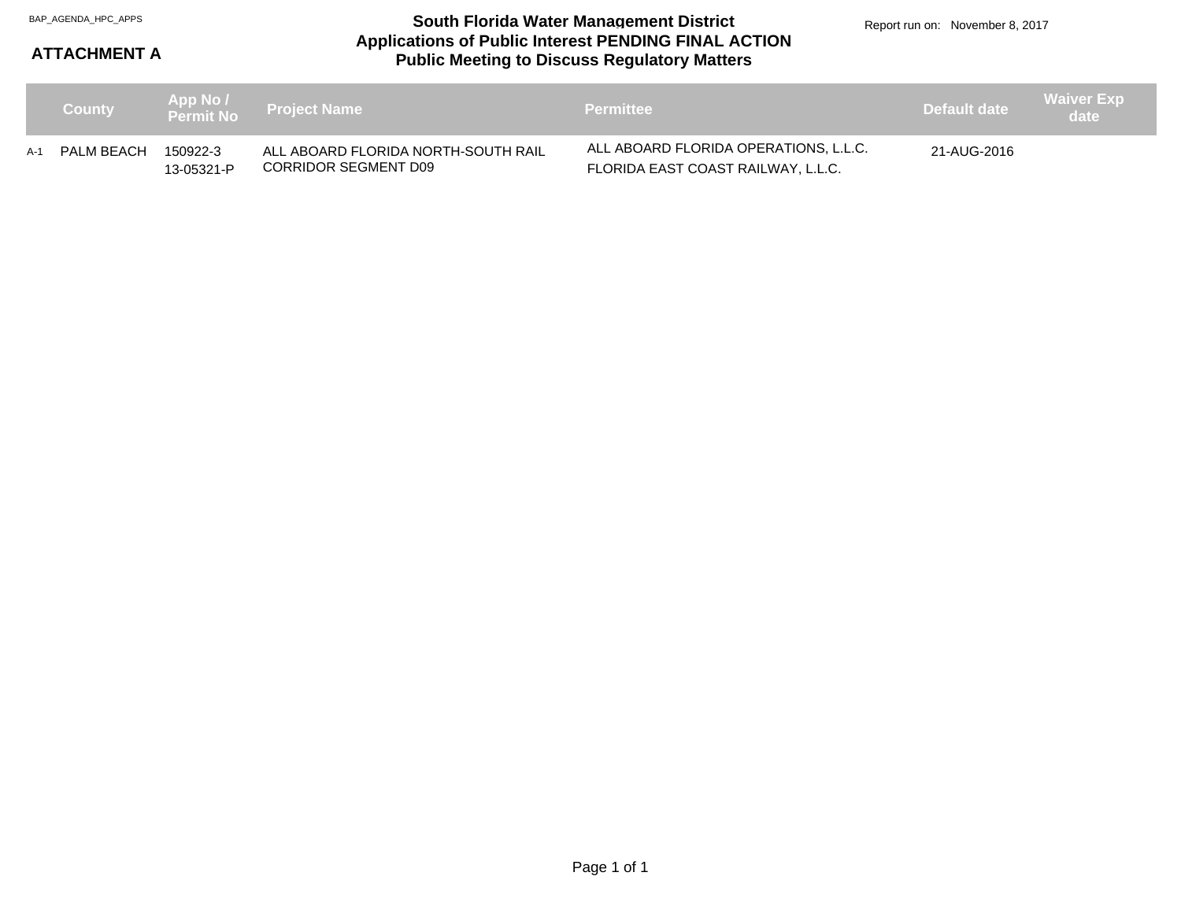BAP_AGENDA_HPC_APPS

**ATTACHMENT A**

# South Florida Water Management District
## Applications of Public Interest PENDING FINAL ACTION
## Public Meeting to Discuss Regulatory Matters

Report run on: November 8, 2017

| | County | App No / Permit No | Project Name | Permittee | Default date | Waiver Exp date |
|---|---|---|---|---|---|---|
| A-1 | PALM BEACH | 150922-3<br>13-05321-P | ALL ABOARD FLORIDA NORTH-SOUTH RAIL CORRIDOR SEGMENT D09 | ALL ABOARD FLORIDA OPERATIONS, L.L.C.<br>FLORIDA EAST COAST RAILWAY, L.L.C. | 21-AUG-2016 | |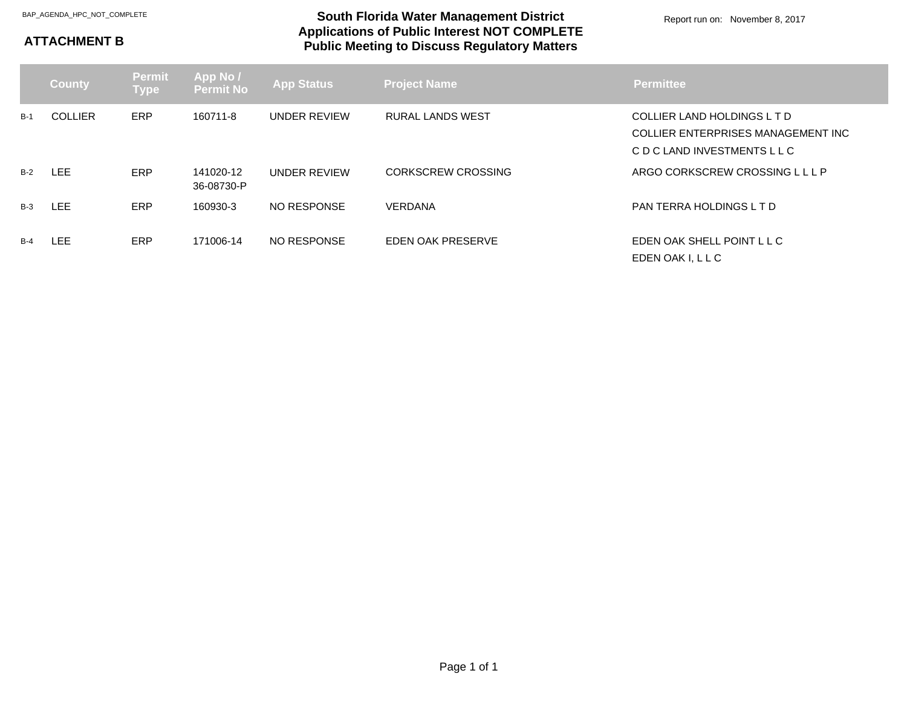BAP_AGENDA_HPC_NOT_COMPLETE

**ATTACHMENT B**

# South Florida Water Management District
## Applications of Public Interest NOT COMPLETE
## Public Meeting to Discuss Regulatory Matters

Report run on: November 8, 2017

| | County | Permit Type | App No / Permit No | App Status | Project Name | Permittee |
|---|---|---|---|---|---|---|
| B-1 | COLLIER | ERP | 160711-8 | UNDER REVIEW | RURAL LANDS WEST | COLLIER LAND HOLDINGS L T D<br>COLLIER ENTERPRISES MANAGEMENT INC<br>C D C LAND INVESTMENTS L L C |
| B-2 | LEE | ERP | 141020-12<br>36-08730-P | UNDER REVIEW | CORKSCREW CROSSING | ARGO CORKSCREW CROSSING L L L P |
| B-3 | LEE | ERP | 160930-3 | NO RESPONSE | VERDANA | PAN TERRA HOLDINGS L T D |
| B-4 | LEE | ERP | 171006-14 | NO RESPONSE | EDEN OAK PRESERVE | EDEN OAK SHELL POINT L L C<br>EDEN OAK I, L L C |